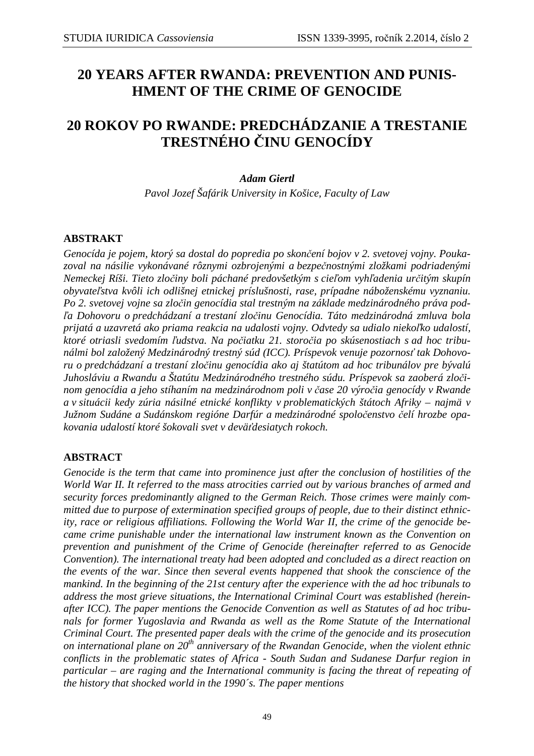# 20 YEARS AFTER RWANDA: PREVENTION AND PUNISHMENT OF THE CRIME OF GENOCIDE

# 20 ROKOV PO RWANDE: PREDCHÁDZANIE A TRESTANIE TRESTNÉHO ČINU GENOCÍDY

***Adam Giertl***

*Pavol Jozef Šafárik University in Košice, Faculty of Law*

## ABSTRAKT

*Genocída je pojem, ktorý sa dostal do popredia po skončení bojov v 2. svetovej vojny. Poukazoval na násilie vykonávané rôznymi ozbrojenými a bezpečnostnými zložkami podriadenými Nemeckej Ríši. Tieto zločiny boli páchané predovšetkým s cieľom vyhľadenia určitým skupín obyvateľstva kvôli ich odlišnej etnickej príslušnosti, rase, prípadne náboženskému vyznaniu. Po 2. svetovej vojne sa zločin genocídia stal trestným na základe medzinárodného práva podľa Dohovoru o predchádzaní a trestaní zločinu Genocídia. Táto medzinárodná zmluva bola prijatá a uzavretá ako priama reakcia na udalosti vojny. Odvtedy sa udialo niekoľko udalostí, ktoré otriasli svedomím ľudstva. Na počiatku 21. storočia po skúsenostiach s ad hoc tribunálmi bol založený Medzinárodný trestný súd (ICC). Príspevok venuje pozornosť tak Dohovoru o predchádzaní a trestaní zločinu genocídia ako aj štatútom ad hoc tribunálov pre bývalú Juhosláviu a Rwandu a Štatútu Medzinárodného trestného súdu. Príspevok sa zaoberá zločinom genocídia a jeho stíhaním na medzinárodnom poli v čase 20 výročia genocídy v Rwande a v situácii kedy zúria násilné etnické konflikty v problematických štátoch Afriky – najmä v Južnom Sudáne a Sudánskom regióne Darfúr a medzinárodné spoločenstvo čelí hrozbe opakovania udalostí ktoré šokovali svet v deväťdesiatych rokoch.*

## ABSTRACT

*Genocide is the term that came into prominence just after the conclusion of hostilities of the World War II. It referred to the mass atrocities carried out by various branches of armed and security forces predominantly aligned to the German Reich. Those crimes were mainly committed due to purpose of extermination specified groups of people, due to their distinct ethnicity, race or religious affiliations. Following the World War II, the crime of the genocide became crime punishable under the international law instrument known as the Convention on prevention and punishment of the Crime of Genocide (hereinafter referred to as Genocide Convention). The international treaty had been adopted and concluded as a direct reaction on the events of the war. Since then several events happened that shook the conscience of the mankind. In the beginning of the 21st century after the experience with the ad hoc tribunals to address the most grieve situations, the International Criminal Court was established (hereinafter ICC). The paper mentions the Genocide Convention as well as Statutes of ad hoc tribunals for former Yugoslavia and Rwanda as well as the Rome Statute of the International Criminal Court. The presented paper deals with the crime of the genocide and its prosecution on international plane on 20th anniversary of the Rwandan Genocide, when the violent ethnic conflicts in the problematic states of Africa - South Sudan and Sudanese Darfur region in particular – are raging and the International community is facing the threat of repeating of the history that shocked world in the 1990´s. The paper mentions*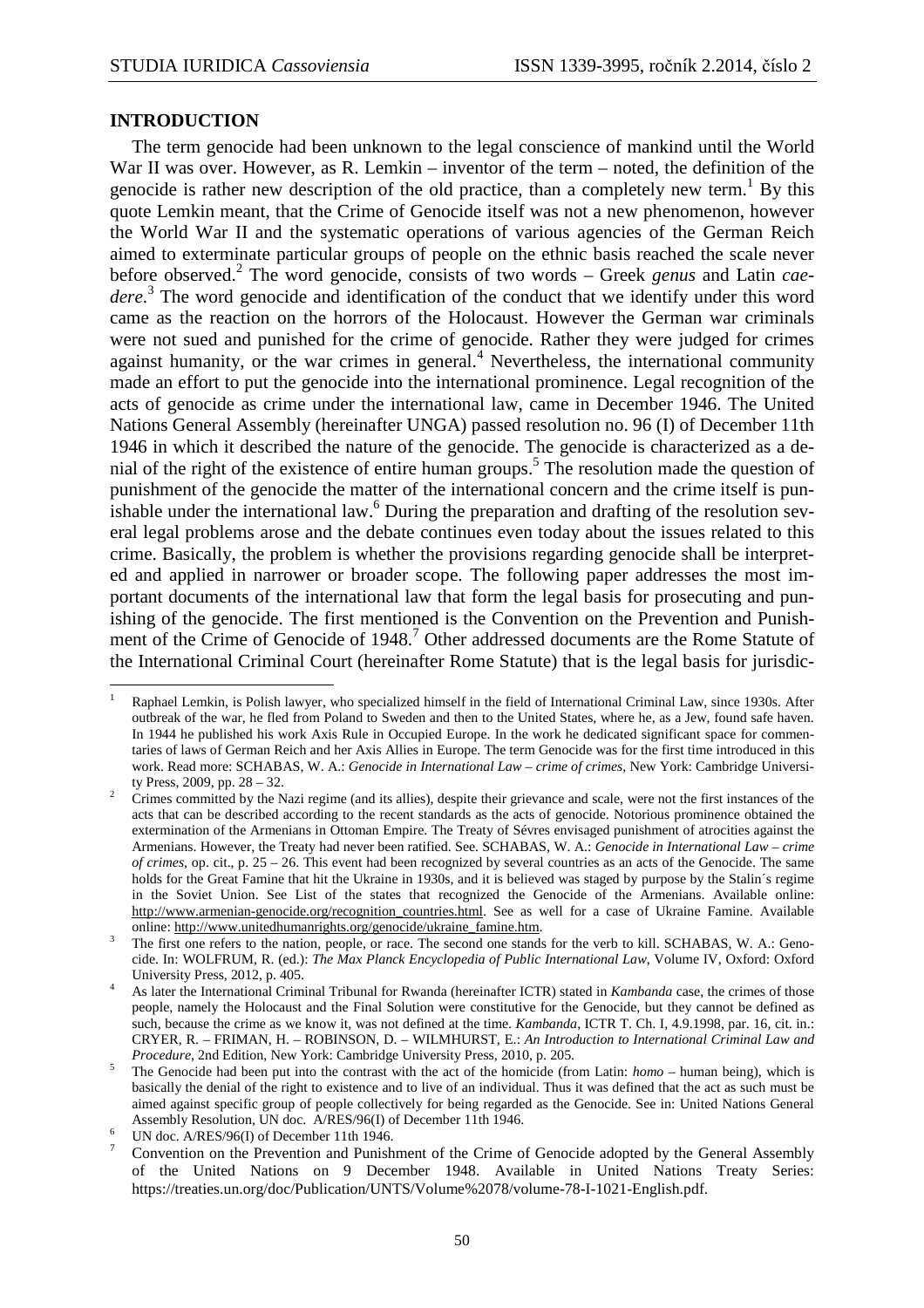## INTRODUCTION

The term genocide had been unknown to the legal conscience of mankind until the World War II was over. However, as R. Lemkin – inventor of the term – noted, the definition of the genocide is rather new description of the old practice, than a completely new term.[1] By this quote Lemkin meant, that the Crime of Genocide itself was not a new phenomenon, however the World War II and the systematic operations of various agencies of the German Reich aimed to exterminate particular groups of people on the ethnic basis reached the scale never before observed.[2] The word genocide, consists of two words – Greek *genus* and Latin *caedere*.[3] The word genocide and identification of the conduct that we identify under this word came as the reaction on the horrors of the Holocaust. However the German war criminals were not sued and punished for the crime of genocide. Rather they were judged for crimes against humanity, or the war crimes in general.[4] Nevertheless, the international community made an effort to put the genocide into the international prominence. Legal recognition of the acts of genocide as crime under the international law, came in December 1946. The United Nations General Assembly (hereinafter UNGA) passed resolution no. 96 (I) of December 11th 1946 in which it described the nature of the genocide. The genocide is characterized as a denial of the right of the existence of entire human groups.[5] The resolution made the question of punishment of the genocide the matter of the international concern and the crime itself is punishable under the international law.[6] During the preparation and drafting of the resolution several legal problems arose and the debate continues even today about the issues related to this crime. Basically, the problem is whether the provisions regarding genocide shall be interpreted and applied in narrower or broader scope. The following paper addresses the most important documents of the international law that form the legal basis for prosecuting and punishing of the genocide. The first mentioned is the Convention on the Prevention and Punishment of the Crime of Genocide of 1948.[7] Other addressed documents are the Rome Statute of the International Criminal Court (hereinafter Rome Statute) that is the legal basis for jurisdic-

---

[1] Raphael Lemkin, is Polish lawyer, who specialized himself in the field of International Criminal Law, since 1930s. After outbreak of the war, he fled from Poland to Sweden and then to the United States, where he, as a Jew, found safe haven. In 1944 he published his work Axis Rule in Occupied Europe. In the work he dedicated significant space for commentaries of laws of German Reich and her Axis Allies in Europe. The term Genocide was for the first time introduced in this work. Read more: SCHABAS, W. A.: *Genocide in International Law – crime of crimes*, New York: Cambridge University Press, 2009, pp. 28 – 32.

[2] Crimes committed by the Nazi regime (and its allies), despite their grievance and scale, were not the first instances of the acts that can be described according to the recent standards as the acts of genocide. Notorious prominence obtained the extermination of the Armenians in Ottoman Empire. The Treaty of Sévres envisaged punishment of atrocities against the Armenians. However, the Treaty had never been ratified. See. SCHABAS, W. A.: *Genocide in International Law – crime of crimes*, op. cit., p. 25 – 26. This event had been recognized by several countries as an acts of the Genocide. The same holds for the Great Famine that hit the Ukraine in 1930s, and it is believed was staged by purpose by the Stalin´s regime in the Soviet Union. See List of the states that recognized the Genocide of the Armenians. Available online: http://www.armenian-genocide.org/recognition_countries.html. See as well for a case of Ukraine Famine. Available online: http://www.unitedhumanrights.org/genocide/ukraine_famine.htm.

[3] The first one refers to the nation, people, or race. The second one stands for the verb to kill. SCHABAS, W. A.: Genocide. In: WOLFRUM, R. (ed.): *The Max Planck Encyclopedia of Public International Law*, Volume IV, Oxford: Oxford University Press, 2012, p. 405.

[4] As later the International Criminal Tribunal for Rwanda (hereinafter ICTR) stated in *Kambanda* case, the crimes of those people, namely the Holocaust and the Final Solution were constitutive for the Genocide, but they cannot be defined as such, because the crime as we know it, was not defined at the time. *Kambanda*, ICTR T. Ch. I, 4.9.1998, par. 16, cit. in.: CRYER, R. – FRIMAN, H. – ROBINSON, D. – WILMHURST, E.: *An Introduction to International Criminal Law and Procedure*, 2nd Edition, New York: Cambridge University Press, 2010, p. 205.

[5] The Genocide had been put into the contrast with the act of the homicide (from Latin: *homo* – human being), which is basically the denial of the right to existence and to live of an individual. Thus it was defined that the act as such must be aimed against specific group of people collectively for being regarded as the Genocide. See in: United Nations General Assembly Resolution, UN doc. A/RES/96(I) of December 11th 1946.

[6] UN doc. A/RES/96(I) of December 11th 1946.

[7] Convention on the Prevention and Punishment of the Crime of Genocide adopted by the General Assembly of the United Nations on 9 December 1948. Available in United Nations Treaty Series: https://treaties.un.org/doc/Publication/UNTS/Volume%2078/volume-78-I-1021-English.pdf.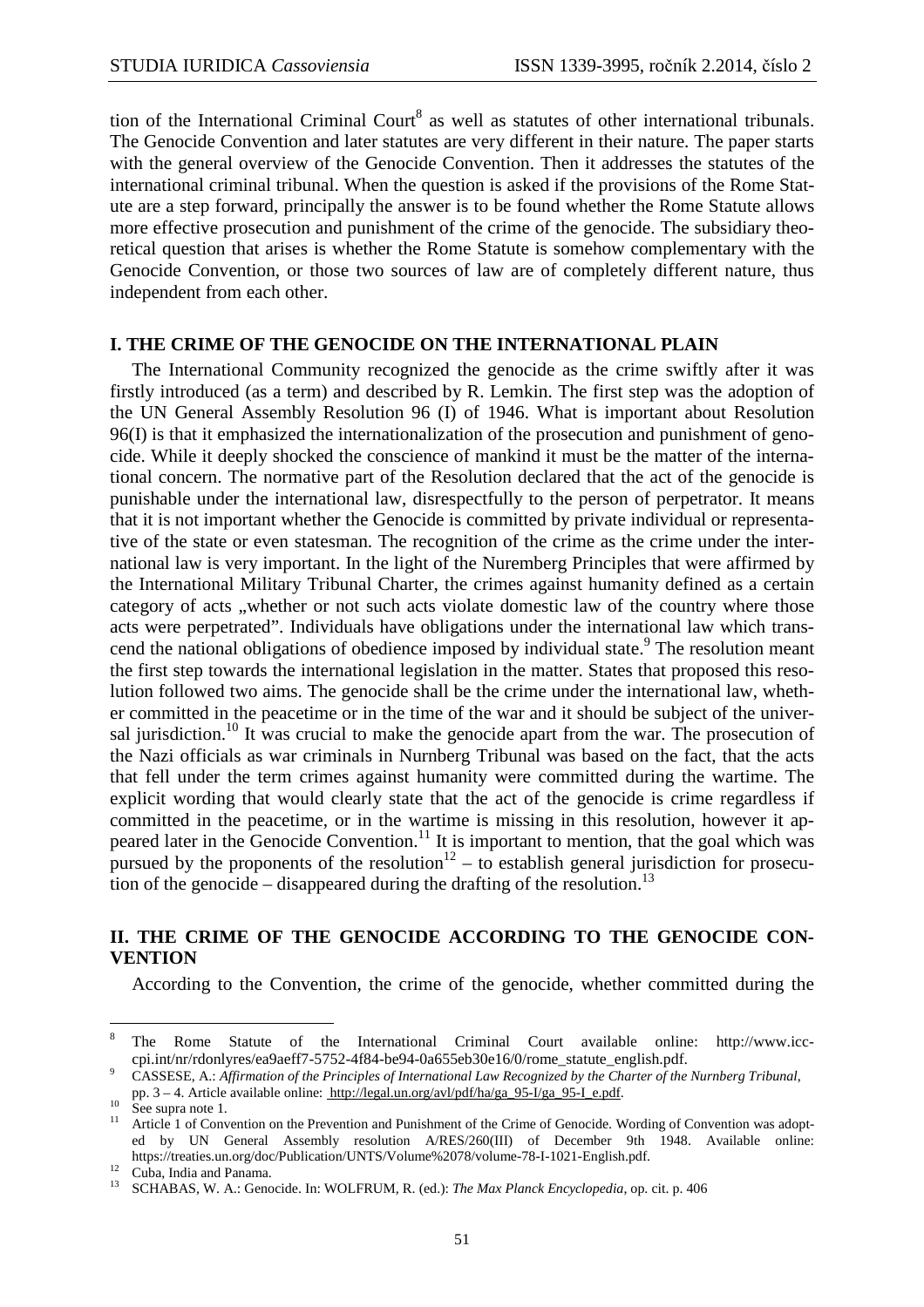tion of the International Criminal Court[8] as well as statutes of other international tribunals. The Genocide Convention and later statutes are very different in their nature. The paper starts with the general overview of the Genocide Convention. Then it addresses the statutes of the international criminal tribunal. When the question is asked if the provisions of the Rome Statute are a step forward, principally the answer is to be found whether the Rome Statute allows more effective prosecution and punishment of the crime of the genocide. The subsidiary theoretical question that arises is whether the Rome Statute is somehow complementary with the Genocide Convention, or those two sources of law are of completely different nature, thus independent from each other.

## I. THE CRIME OF THE GENOCIDE ON THE INTERNATIONAL PLAIN

The International Community recognized the genocide as the crime swiftly after it was firstly introduced (as a term) and described by R. Lemkin. The first step was the adoption of the UN General Assembly Resolution 96 (I) of 1946. What is important about Resolution 96(I) is that it emphasized the internationalization of the prosecution and punishment of genocide. While it deeply shocked the conscience of mankind it must be the matter of the international concern. The normative part of the Resolution declared that the act of the genocide is punishable under the international law, disrespectfully to the person of perpetrator. It means that it is not important whether the Genocide is committed by private individual or representative of the state or even statesman. The recognition of the crime as the crime under the international law is very important. In the light of the Nuremberg Principles that were affirmed by the International Military Tribunal Charter, the crimes against humanity defined as a certain category of acts „whether or not such acts violate domestic law of the country where those acts were perpetrated". Individuals have obligations under the international law which transcend the national obligations of obedience imposed by individual state.[9] The resolution meant the first step towards the international legislation in the matter. States that proposed this resolution followed two aims. The genocide shall be the crime under the international law, whether committed in the peacetime or in the time of the war and it should be subject of the universal jurisdiction.[10] It was crucial to make the genocide apart from the war. The prosecution of the Nazi officials as war criminals in Nurnberg Tribunal was based on the fact, that the acts that fell under the term crimes against humanity were committed during the wartime. The explicit wording that would clearly state that the act of the genocide is crime regardless if committed in the peacetime, or in the wartime is missing in this resolution, however it appeared later in the Genocide Convention.[11] It is important to mention, that the goal which was pursued by the proponents of the resolution[12] – to establish general jurisdiction for prosecution of the genocide – disappeared during the drafting of the resolution.[13]

## II. THE CRIME OF THE GENOCIDE ACCORDING TO THE GENOCIDE CONVENTION

According to the Convention, the crime of the genocide, whether committed during the

---

[8] The Rome Statute of the International Criminal Court available online: http://www.icc-cpi.int/nr/rdonlyres/ea9aeff7-5752-4f84-be94-0a655eb30e16/0/rome_statute_english.pdf.

[9] CASSESE, A.: *Affirmation of the Principles of International Law Recognized by the Charter of the Nurnberg Tribunal*, pp. 3 – 4. Article available online: http://legal.un.org/avl/pdf/ha/ga_95-I/ga_95-I_e.pdf.

[10] See supra note 1.

[11] Article 1 of Convention on the Prevention and Punishment of the Crime of Genocide. Wording of Convention was adopted by UN General Assembly resolution A/RES/260(III) of December 9th 1948. Available online: https://treaties.un.org/doc/Publication/UNTS/Volume%2078/volume-78-I-1021-English.pdf.

[12] Cuba, India and Panama.

[13] SCHABAS, W. A.: Genocide. In: WOLFRUM, R. (ed.): *The Max Planck Encyclopedia*, op. cit. p. 406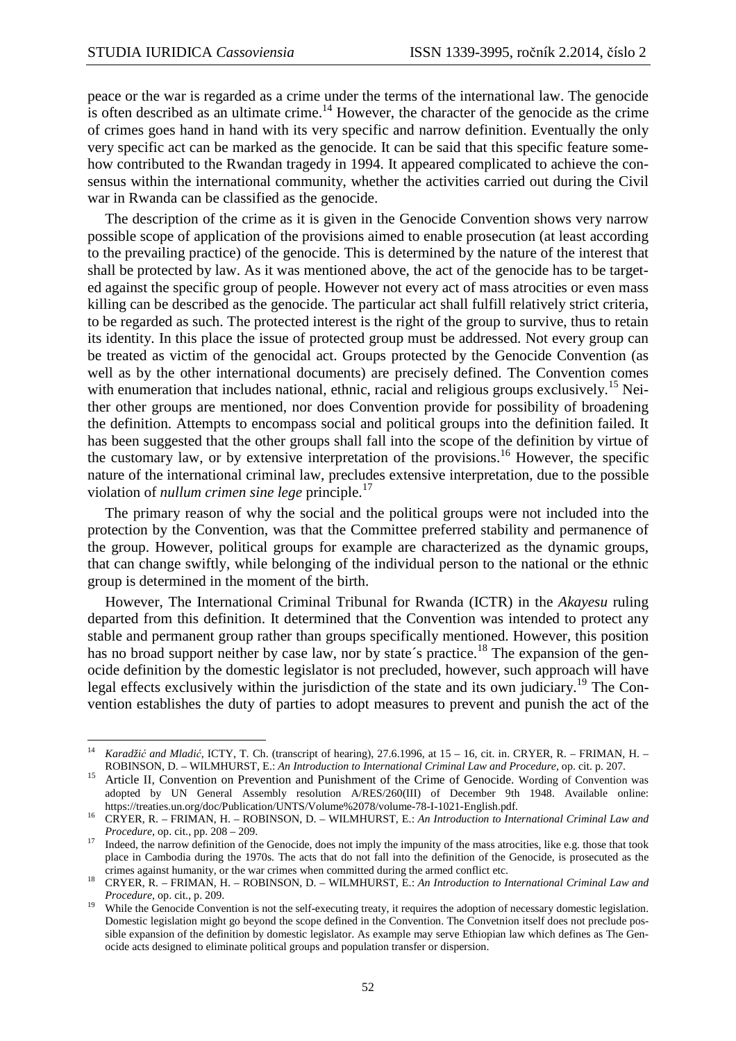peace or the war is regarded as a crime under the terms of the international law. The genocide is often described as an ultimate crime.[14] However, the character of the genocide as the crime of crimes goes hand in hand with its very specific and narrow definition. Eventually the only very specific act can be marked as the genocide. It can be said that this specific feature somehow contributed to the Rwandan tragedy in 1994. It appeared complicated to achieve the consensus within the international community, whether the activities carried out during the Civil war in Rwanda can be classified as the genocide.

The description of the crime as it is given in the Genocide Convention shows very narrow possible scope of application of the provisions aimed to enable prosecution (at least according to the prevailing practice) of the genocide. This is determined by the nature of the interest that shall be protected by law. As it was mentioned above, the act of the genocide has to be targeted against the specific group of people. However not every act of mass atrocities or even mass killing can be described as the genocide. The particular act shall fulfill relatively strict criteria, to be regarded as such. The protected interest is the right of the group to survive, thus to retain its identity. In this place the issue of protected group must be addressed. Not every group can be treated as victim of the genocidal act. Groups protected by the Genocide Convention (as well as by the other international documents) are precisely defined. The Convention comes with enumeration that includes national, ethnic, racial and religious groups exclusively.[15] Neither other groups are mentioned, nor does Convention provide for possibility of broadening the definition. Attempts to encompass social and political groups into the definition failed. It has been suggested that the other groups shall fall into the scope of the definition by virtue of the customary law, or by extensive interpretation of the provisions.[16] However, the specific nature of the international criminal law, precludes extensive interpretation, due to the possible violation of *nullum crimen sine lege* principle.[17]

The primary reason of why the social and the political groups were not included into the protection by the Convention, was that the Committee preferred stability and permanence of the group. However, political groups for example are characterized as the dynamic groups, that can change swiftly, while belonging of the individual person to the national or the ethnic group is determined in the moment of the birth.

However, The International Criminal Tribunal for Rwanda (ICTR) in the *Akayesu* ruling departed from this definition. It determined that the Convention was intended to protect any stable and permanent group rather than groups specifically mentioned. However, this position has no broad support neither by case law, nor by state´s practice.[18] The expansion of the genocide definition by the domestic legislator is not precluded, however, such approach will have legal effects exclusively within the jurisdiction of the state and its own judiciary.[19] The Convention establishes the duty of parties to adopt measures to prevent and punish the act of the

---

[14] *Karadžić and Mladić*, ICTY, T. Ch. (transcript of hearing), 27.6.1996, at 15 – 16, cit. in. CRYER, R. – FRIMAN, H. – ROBINSON, D. – WILMHURST, E.: *An Introduction to International Criminal Law and Procedure*, op. cit. p. 207.

[15] Article II, Convention on Prevention and Punishment of the Crime of Genocide. Wording of Convention was adopted by UN General Assembly resolution A/RES/260(III) of December 9th 1948. Available online: https://treaties.un.org/doc/Publication/UNTS/Volume%2078/volume-78-I-1021-English.pdf.

[16] CRYER, R. – FRIMAN, H. – ROBINSON, D. – WILMHURST, E.: *An Introduction to International Criminal Law and Procedure*, op. cit., pp. 208 – 209.

[17] Indeed, the narrow definition of the Genocide, does not imply the impunity of the mass atrocities, like e.g. those that took place in Cambodia during the 1970s. The acts that do not fall into the definition of the Genocide, is prosecuted as the crimes against humanity, or the war crimes when committed during the armed conflict etc.

[18] CRYER, R. – FRIMAN, H. – ROBINSON, D. – WILMHURST, E.: *An Introduction to International Criminal Law and Procedure*, op. cit., p. 209.

[19] While the Genocide Convention is not the self-executing treaty, it requires the adoption of necessary domestic legislation. Domestic legislation might go beyond the scope defined in the Convention. The Convetnion itself does not preclude possible expansion of the definition by domestic legislator. As example may serve Ethiopian law which defines as The Genocide acts designed to eliminate political groups and population transfer or dispersion.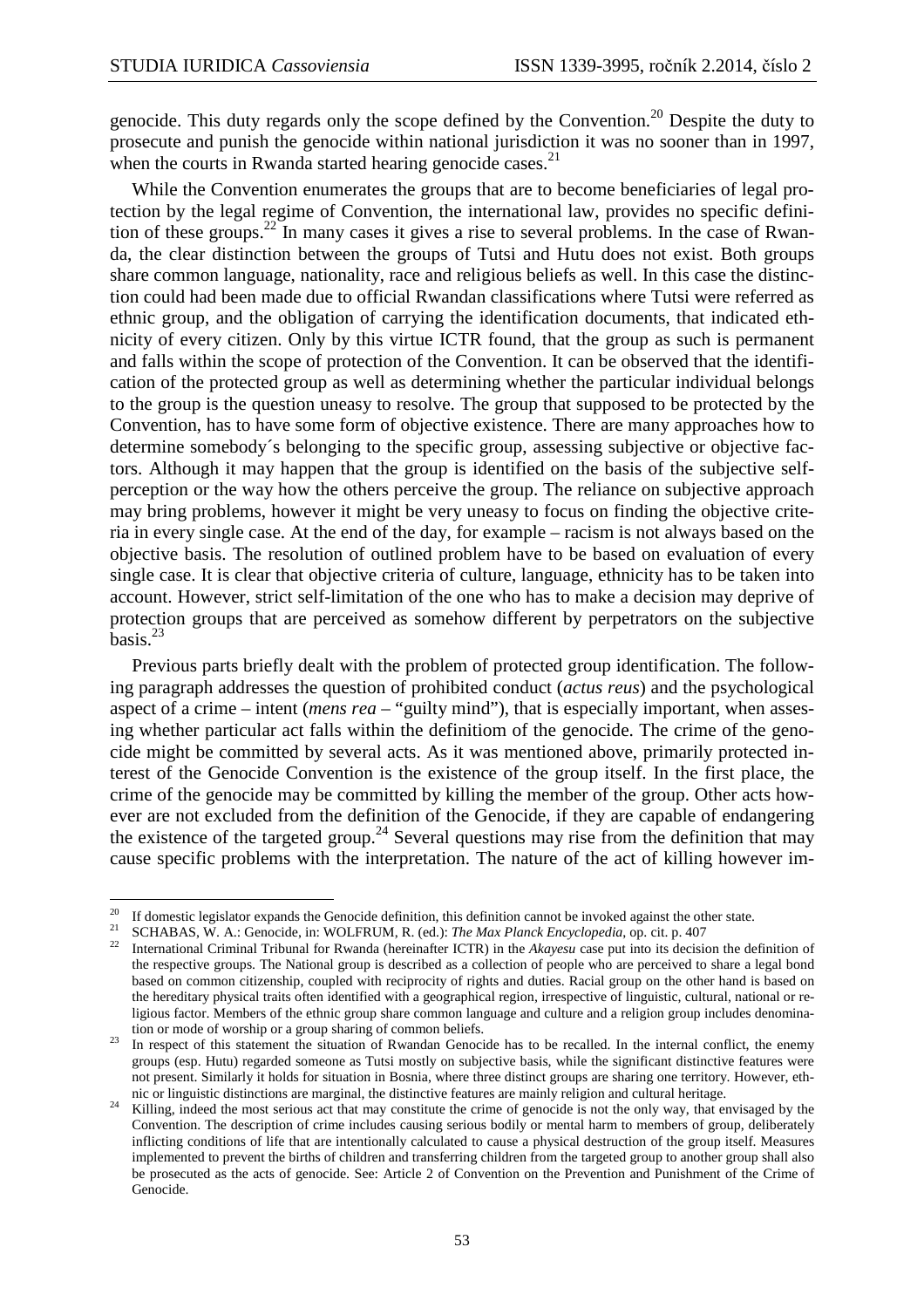genocide. This duty regards only the scope defined by the Convention.[20] Despite the duty to prosecute and punish the genocide within national jurisdiction it was no sooner than in 1997, when the courts in Rwanda started hearing genocide cases.[21]

While the Convention enumerates the groups that are to become beneficiaries of legal protection by the legal regime of Convention, the international law, provides no specific definition of these groups.[22] In many cases it gives a rise to several problems. In the case of Rwanda, the clear distinction between the groups of Tutsi and Hutu does not exist. Both groups share common language, nationality, race and religious beliefs as well. In this case the distinction could had been made due to official Rwandan classifications where Tutsi were referred as ethnic group, and the obligation of carrying the identification documents, that indicated ethnicity of every citizen. Only by this virtue ICTR found, that the group as such is permanent and falls within the scope of protection of the Convention. It can be observed that the identification of the protected group as well as determining whether the particular individual belongs to the group is the question uneasy to resolve. The group that supposed to be protected by the Convention, has to have some form of objective existence. There are many approaches how to determine somebody´s belonging to the specific group, assessing subjective or objective factors. Although it may happen that the group is identified on the basis of the subjective self-perception or the way how the others perceive the group. The reliance on subjective approach may bring problems, however it might be very uneasy to focus on finding the objective criteria in every single case. At the end of the day, for example – racism is not always based on the objective basis. The resolution of outlined problem have to be based on evaluation of every single case. It is clear that objective criteria of culture, language, ethnicity has to be taken into account. However, strict self-limitation of the one who has to make a decision may deprive of protection groups that are perceived as somehow different by perpetrators on the subjective basis.[23]

Previous parts briefly dealt with the problem of protected group identification. The following paragraph addresses the question of prohibited conduct (*actus reus*) and the psychological aspect of a crime – intent (*mens rea* – "guilty mind"), that is especially important, when assessing whether particular act falls within the definitiom of the genocide. The crime of the genocide might be committed by several acts. As it was mentioned above, primarily protected interest of the Genocide Convention is the existence of the group itself. In the first place, the crime of the genocide may be committed by killing the member of the group. Other acts however are not excluded from the definition of the Genocide, if they are capable of endangering the existence of the targeted group.[24] Several questions may rise from the definition that may cause specific problems with the interpretation. The nature of the act of killing however im-

---

[20] If domestic legislator expands the Genocide definition, this definition cannot be invoked against the other state.

[21] SCHABAS, W. A.: Genocide, in: WOLFRUM, R. (ed.): *The Max Planck Encyclopedia*, op. cit. p. 407

[22] International Criminal Tribunal for Rwanda (hereinafter ICTR) in the *Akayesu* case put into its decision the definition of the respective groups. The National group is described as a collection of people who are perceived to share a legal bond based on common citizenship, coupled with reciprocity of rights and duties. Racial group on the other hand is based on the hereditary physical traits often identified with a geographical region, irrespective of linguistic, cultural, national or religious factor. Members of the ethnic group share common language and culture and a religion group includes denomination or mode of worship or a group sharing of common beliefs.

[23] In respect of this statement the situation of Rwandan Genocide has to be recalled. In the internal conflict, the enemy groups (esp. Hutu) regarded someone as Tutsi mostly on subjective basis, while the significant distinctive features were not present. Similarly it holds for situation in Bosnia, where three distinct groups are sharing one territory. However, ethnic or linguistic distinctions are marginal, the distinctive features are mainly religion and cultural heritage.

[24] Killing, indeed the most serious act that may constitute the crime of genocide is not the only way, that envisaged by the Convention. The description of crime includes causing serious bodily or mental harm to members of group, deliberately inflicting conditions of life that are intentionally calculated to cause a physical destruction of the group itself. Measures implemented to prevent the births of children and transferring children from the targeted group to another group shall also be prosecuted as the acts of genocide. See: Article 2 of Convention on the Prevention and Punishment of the Crime of Genocide.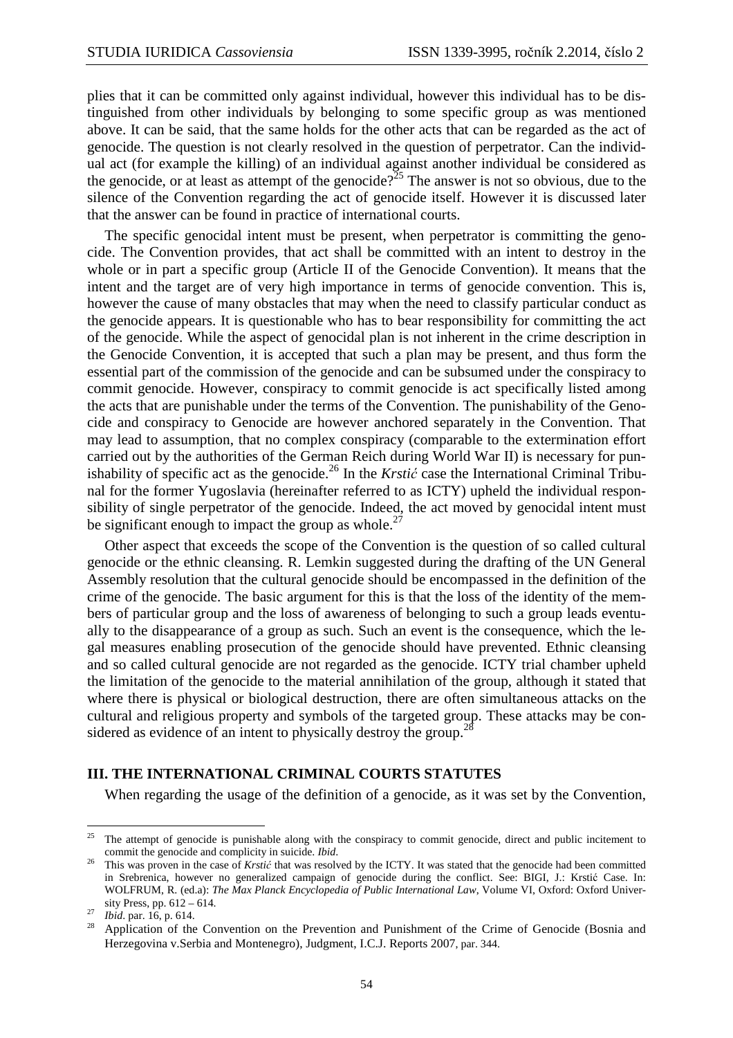plies that it can be committed only against individual, however this individual has to be distinguished from other individuals by belonging to some specific group as was mentioned above. It can be said, that the same holds for the other acts that can be regarded as the act of genocide. The question is not clearly resolved in the question of perpetrator. Can the individual act (for example the killing) of an individual against another individual be considered as the genocide, or at least as attempt of the genocide?[25] The answer is not so obvious, due to the silence of the Convention regarding the act of genocide itself. However it is discussed later that the answer can be found in practice of international courts.

The specific genocidal intent must be present, when perpetrator is committing the genocide. The Convention provides, that act shall be committed with an intent to destroy in the whole or in part a specific group (Article II of the Genocide Convention). It means that the intent and the target are of very high importance in terms of genocide convention. This is, however the cause of many obstacles that may when the need to classify particular conduct as the genocide appears. It is questionable who has to bear responsibility for committing the act of the genocide. While the aspect of genocidal plan is not inherent in the crime description in the Genocide Convention, it is accepted that such a plan may be present, and thus form the essential part of the commission of the genocide and can be subsumed under the conspiracy to commit genocide. However, conspiracy to commit genocide is act specifically listed among the acts that are punishable under the terms of the Convention. The punishability of the Genocide and conspiracy to Genocide are however anchored separately in the Convention. That may lead to assumption, that no complex conspiracy (comparable to the extermination effort carried out by the authorities of the German Reich during World War II) is necessary for punishability of specific act as the genocide.[26] In the *Krstić* case the International Criminal Tribunal for the former Yugoslavia (hereinafter referred to as ICTY) upheld the individual responsibility of single perpetrator of the genocide. Indeed, the act moved by genocidal intent must be significant enough to impact the group as whole.[27]

Other aspect that exceeds the scope of the Convention is the question of so called cultural genocide or the ethnic cleansing. R. Lemkin suggested during the drafting of the UN General Assembly resolution that the cultural genocide should be encompassed in the definition of the crime of the genocide. The basic argument for this is that the loss of the identity of the members of particular group and the loss of awareness of belonging to such a group leads eventually to the disappearance of a group as such. Such an event is the consequence, which the legal measures enabling prosecution of the genocide should have prevented. Ethnic cleansing and so called cultural genocide are not regarded as the genocide. ICTY trial chamber upheld the limitation of the genocide to the material annihilation of the group, although it stated that where there is physical or biological destruction, there are often simultaneous attacks on the cultural and religious property and symbols of the targeted group. These attacks may be considered as evidence of an intent to physically destroy the group.[28]

## III. THE INTERNATIONAL CRIMINAL COURTS STATUTES

When regarding the usage of the definition of a genocide, as it was set by the Convention,

---

[25] The attempt of genocide is punishable along with the conspiracy to commit genocide, direct and public incitement to commit the genocide and complicity in suicide. *Ibid*.

[26] This was proven in the case of *Krstić* that was resolved by the ICTY. It was stated that the genocide had been committed in Srebrenica, however no generalized campaign of genocide during the conflict. See: BIGI, J.: Krstić Case. In: WOLFRUM, R. (ed.a): *The Max Planck Encyclopedia of Public International Law*, Volume VI, Oxford: Oxford University Press, pp. 612 – 614.

[27] *Ibid*. par. 16, p. 614.

[28] Application of the Convention on the Prevention and Punishment of the Crime of Genocide (Bosnia and Herzegovina v.Serbia and Montenegro), Judgment, I.C.J. Reports 2007, par. 344.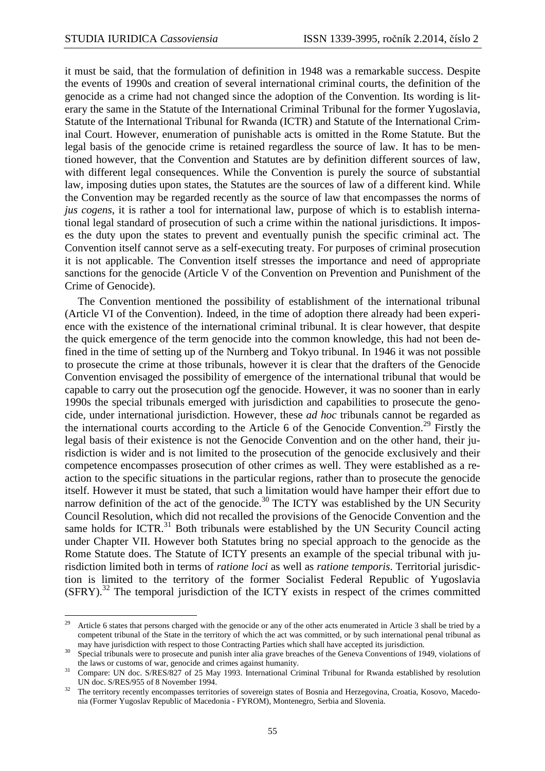it must be said, that the formulation of definition in 1948 was a remarkable success. Despite the events of 1990s and creation of several international criminal courts, the definition of the genocide as a crime had not changed since the adoption of the Convention. Its wording is literary the same in the Statute of the International Criminal Tribunal for the former Yugoslavia, Statute of the International Tribunal for Rwanda (ICTR) and Statute of the International Criminal Court. However, enumeration of punishable acts is omitted in the Rome Statute. But the legal basis of the genocide crime is retained regardless the source of law. It has to be mentioned however, that the Convention and Statutes are by definition different sources of law, with different legal consequences. While the Convention is purely the source of substantial law, imposing duties upon states, the Statutes are the sources of law of a different kind. While the Convention may be regarded recently as the source of law that encompasses the norms of *jus cogens*, it is rather a tool for international law, purpose of which is to establish international legal standard of prosecution of such a crime within the national jurisdictions. It imposes the duty upon the states to prevent and eventually punish the specific criminal act. The Convention itself cannot serve as a self-executing treaty. For purposes of criminal prosecution it is not applicable. The Convention itself stresses the importance and need of appropriate sanctions for the genocide (Article V of the Convention on Prevention and Punishment of the Crime of Genocide).

The Convention mentioned the possibility of establishment of the international tribunal (Article VI of the Convention). Indeed, in the time of adoption there already had been experience with the existence of the international criminal tribunal. It is clear however, that despite the quick emergence of the term genocide into the common knowledge, this had not been defined in the time of setting up of the Nurnberg and Tokyo tribunal. In 1946 it was not possible to prosecute the crime at those tribunals, however it is clear that the drafters of the Genocide Convention envisaged the possibility of emergence of the international tribunal that would be capable to carry out the prosecution ogf the genocide. However, it was no sooner than in early 1990s the special tribunals emerged with jurisdiction and capabilities to prosecute the genocide, under international jurisdiction. However, these *ad hoc* tribunals cannot be regarded as the international courts according to the Article 6 of the Genocide Convention.[29] Firstly the legal basis of their existence is not the Genocide Convention and on the other hand, their jurisdiction is wider and is not limited to the prosecution of the genocide exclusively and their competence encompasses prosecution of other crimes as well. They were established as a reaction to the specific situations in the particular regions, rather than to prosecute the genocide itself. However it must be stated, that such a limitation would have hamper their effort due to narrow definition of the act of the genocide.[30] The ICTY was established by the UN Security Council Resolution, which did not recalled the provisions of the Genocide Convention and the same holds for ICTR.[31] Both tribunals were established by the UN Security Council acting under Chapter VII. However both Statutes bring no special approach to the genocide as the Rome Statute does. The Statute of ICTY presents an example of the special tribunal with jurisdiction limited both in terms of *ratione loci* as well as *ratione temporis*. Territorial jurisdiction is limited to the territory of the former Socialist Federal Republic of Yugoslavia (SFRY).[32] The temporal jurisdiction of the ICTY exists in respect of the crimes committed

---

[29] Article 6 states that persons charged with the genocide or any of the other acts enumerated in Article 3 shall be tried by a competent tribunal of the State in the territory of which the act was committed, or by such international penal tribunal as may have jurisdiction with respect to those Contracting Parties which shall have accepted its jurisdiction.

[30] Special tribunals were to prosecute and punish inter alia grave breaches of the Geneva Conventions of 1949, violations of the laws or customs of war, genocide and crimes against humanity.

[31] Compare: UN doc. S/RES/827 of 25 May 1993. International Criminal Tribunal for Rwanda established by resolution UN doc. S/RES/955 of 8 November 1994.

[32] The territory recently encompasses territories of sovereign states of Bosnia and Herzegovina, Croatia, Kosovo, Macedonia (Former Yugoslav Republic of Macedonia - FYROM), Montenegro, Serbia and Slovenia.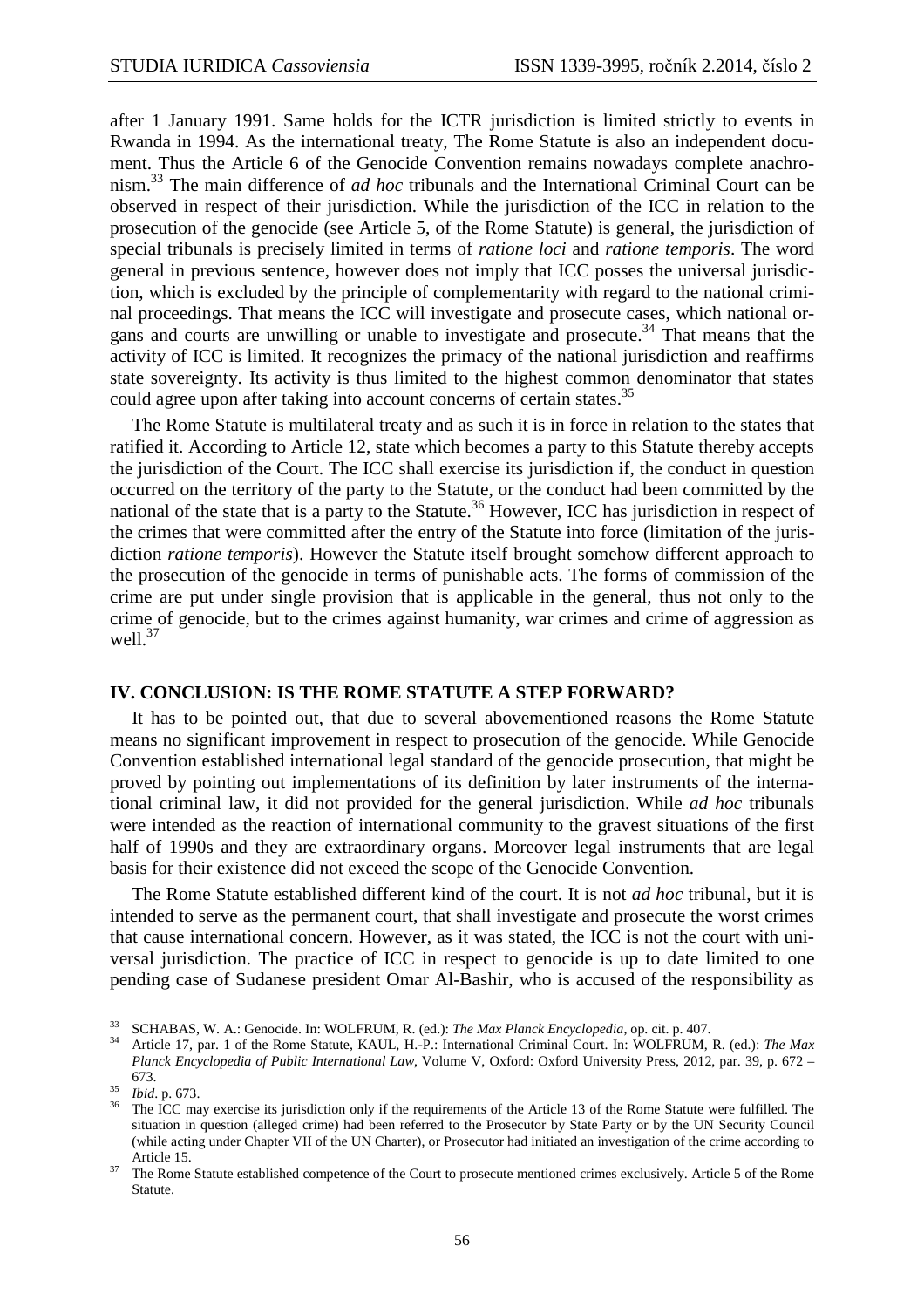after 1 January 1991. Same holds for the ICTR jurisdiction is limited strictly to events in Rwanda in 1994. As the international treaty, The Rome Statute is also an independent document. Thus the Article 6 of the Genocide Convention remains nowadays complete anachronism.[33] The main difference of *ad hoc* tribunals and the International Criminal Court can be observed in respect of their jurisdiction. While the jurisdiction of the ICC in relation to the prosecution of the genocide (see Article 5, of the Rome Statute) is general, the jurisdiction of special tribunals is precisely limited in terms of *ratione loci* and *ratione temporis*. The word general in previous sentence, however does not imply that ICC posses the universal jurisdiction, which is excluded by the principle of complementarity with regard to the national criminal proceedings. That means the ICC will investigate and prosecute cases, which national organs and courts are unwilling or unable to investigate and prosecute.[34] That means that the activity of ICC is limited. It recognizes the primacy of the national jurisdiction and reaffirms state sovereignty. Its activity is thus limited to the highest common denominator that states could agree upon after taking into account concerns of certain states.[35]

The Rome Statute is multilateral treaty and as such it is in force in relation to the states that ratified it. According to Article 12, state which becomes a party to this Statute thereby accepts the jurisdiction of the Court. The ICC shall exercise its jurisdiction if, the conduct in question occurred on the territory of the party to the Statute, or the conduct had been committed by the national of the state that is a party to the Statute.[36] However, ICC has jurisdiction in respect of the crimes that were committed after the entry of the Statute into force (limitation of the jurisdiction *ratione temporis*). However the Statute itself brought somehow different approach to the prosecution of the genocide in terms of punishable acts. The forms of commission of the crime are put under single provision that is applicable in the general, thus not only to the crime of genocide, but to the crimes against humanity, war crimes and crime of aggression as well.[37]

## IV. CONCLUSION: IS THE ROME STATUTE A STEP FORWARD?

It has to be pointed out, that due to several abovementioned reasons the Rome Statute means no significant improvement in respect to prosecution of the genocide. While Genocide Convention established international legal standard of the genocide prosecution, that might be proved by pointing out implementations of its definition by later instruments of the international criminal law, it did not provided for the general jurisdiction. While *ad hoc* tribunals were intended as the reaction of international community to the gravest situations of the first half of 1990s and they are extraordinary organs. Moreover legal instruments that are legal basis for their existence did not exceed the scope of the Genocide Convention.

The Rome Statute established different kind of the court. It is not *ad hoc* tribunal, but it is intended to serve as the permanent court, that shall investigate and prosecute the worst crimes that cause international concern. However, as it was stated, the ICC is not the court with universal jurisdiction. The practice of ICC in respect to genocide is up to date limited to one pending case of Sudanese president Omar Al-Bashir, who is accused of the responsibility as

---

[33] SCHABAS, W. A.: Genocide. In: WOLFRUM, R. (ed.): *The Max Planck Encyclopedia*, op. cit. p. 407.

[34] Article 17, par. 1 of the Rome Statute, KAUL, H.-P.: International Criminal Court. In: WOLFRUM, R. (ed.): *The Max Planck Encyclopedia of Public International Law*, Volume V, Oxford: Oxford University Press, 2012, par. 39, p. 672 – 673.

[35] *Ibid*. p. 673.

[36] The ICC may exercise its jurisdiction only if the requirements of the Article 13 of the Rome Statute were fulfilled. The situation in question (alleged crime) had been referred to the Prosecutor by State Party or by the UN Security Council (while acting under Chapter VII of the UN Charter), or Prosecutor had initiated an investigation of the crime according to Article 15.

[37] The Rome Statute established competence of the Court to prosecute mentioned crimes exclusively. Article 5 of the Rome Statute.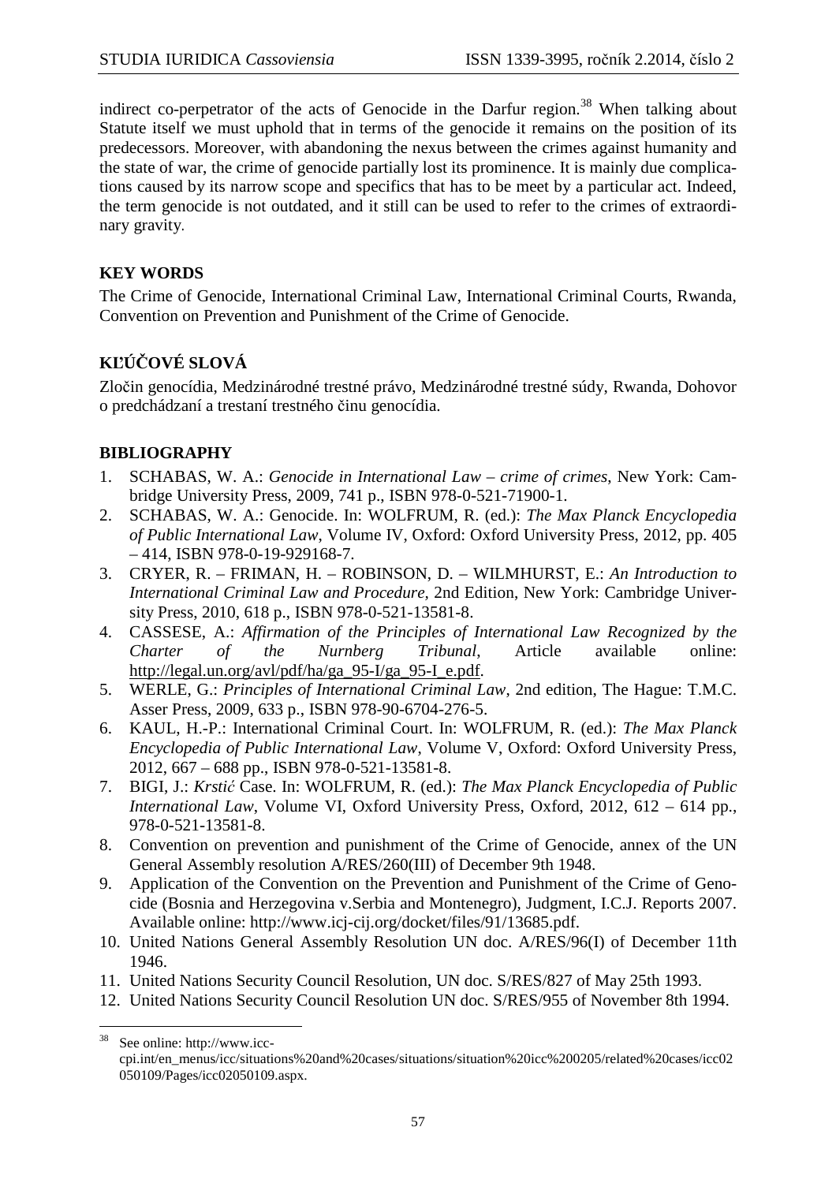indirect co-perpetrator of the acts of Genocide in the Darfur region.[38] When talking about Statute itself we must uphold that in terms of the genocide it remains on the position of its predecessors. Moreover, with abandoning the nexus between the crimes against humanity and the state of war, the crime of genocide partially lost its prominence. It is mainly due complications caused by its narrow scope and specifics that has to be meet by a particular act. Indeed, the term genocide is not outdated, and it still can be used to refer to the crimes of extraordinary gravity.

## KEY WORDS

The Crime of Genocide, International Criminal Law, International Criminal Courts, Rwanda, Convention on Prevention and Punishment of the Crime of Genocide.

## KĽÚČOVÉ SLOVÁ

Zločin genocídia, Medzinárodné trestné právo, Medzinárodné trestné súdy, Rwanda, Dohovor o predchádzaní a trestaní trestného činu genocídia.

## BIBLIOGRAPHY

1. SCHABAS, W. A.: *Genocide in International Law – crime of crimes*, New York: Cambridge University Press, 2009, 741 p., ISBN 978-0-521-71900-1.
2. SCHABAS, W. A.: Genocide. In: WOLFRUM, R. (ed.): *The Max Planck Encyclopedia of Public International Law*, Volume IV, Oxford: Oxford University Press, 2012, pp. 405 – 414, ISBN 978-0-19-929168-7.
3. CRYER, R. – FRIMAN, H. – ROBINSON, D. – WILMHURST, E.: *An Introduction to International Criminal Law and Procedure,* 2nd Edition, New York: Cambridge University Press, 2010, 618 p., ISBN 978-0-521-13581-8.
4. CASSESE, A.: *Affirmation of the Principles of International Law Recognized by the Charter of the Nurnberg Tribunal*, Article available online: http://legal.un.org/avl/pdf/ha/ga_95-I/ga_95-I_e.pdf.
5. WERLE, G.: *Principles of International Criminal Law*, 2nd edition, The Hague: T.M.C. Asser Press, 2009, 633 p., ISBN 978-90-6704-276-5.
6. KAUL, H.-P.: International Criminal Court. In: WOLFRUM, R. (ed.): *The Max Planck Encyclopedia of Public International Law*, Volume V, Oxford: Oxford University Press, 2012, 667 – 688 pp., ISBN 978-0-521-13581-8.
7. BIGI, J.: *Krstić* Case. In: WOLFRUM, R. (ed.): *The Max Planck Encyclopedia of Public International Law*, Volume VI, Oxford University Press, Oxford, 2012, 612 – 614 pp., 978-0-521-13581-8.
8. Convention on prevention and punishment of the Crime of Genocide, annex of the UN General Assembly resolution A/RES/260(III) of December 9th 1948.
9. Application of the Convention on the Prevention and Punishment of the Crime of Genocide (Bosnia and Herzegovina v.Serbia and Montenegro), Judgment, I.C.J. Reports 2007. Available online: http://www.icj-cij.org/docket/files/91/13685.pdf.
10. United Nations General Assembly Resolution UN doc. A/RES/96(I) of December 11th 1946.
11. United Nations Security Council Resolution, UN doc. S/RES/827 of May 25th 1993.
12. United Nations Security Council Resolution UN doc. S/RES/955 of November 8th 1994.

[38] See online: http://www.icc-cpi.int/en_menus/icc/situations%20and%20cases/situations/situation%20icc%200205/related%20cases/icc02050109/Pages/icc02050109.aspx.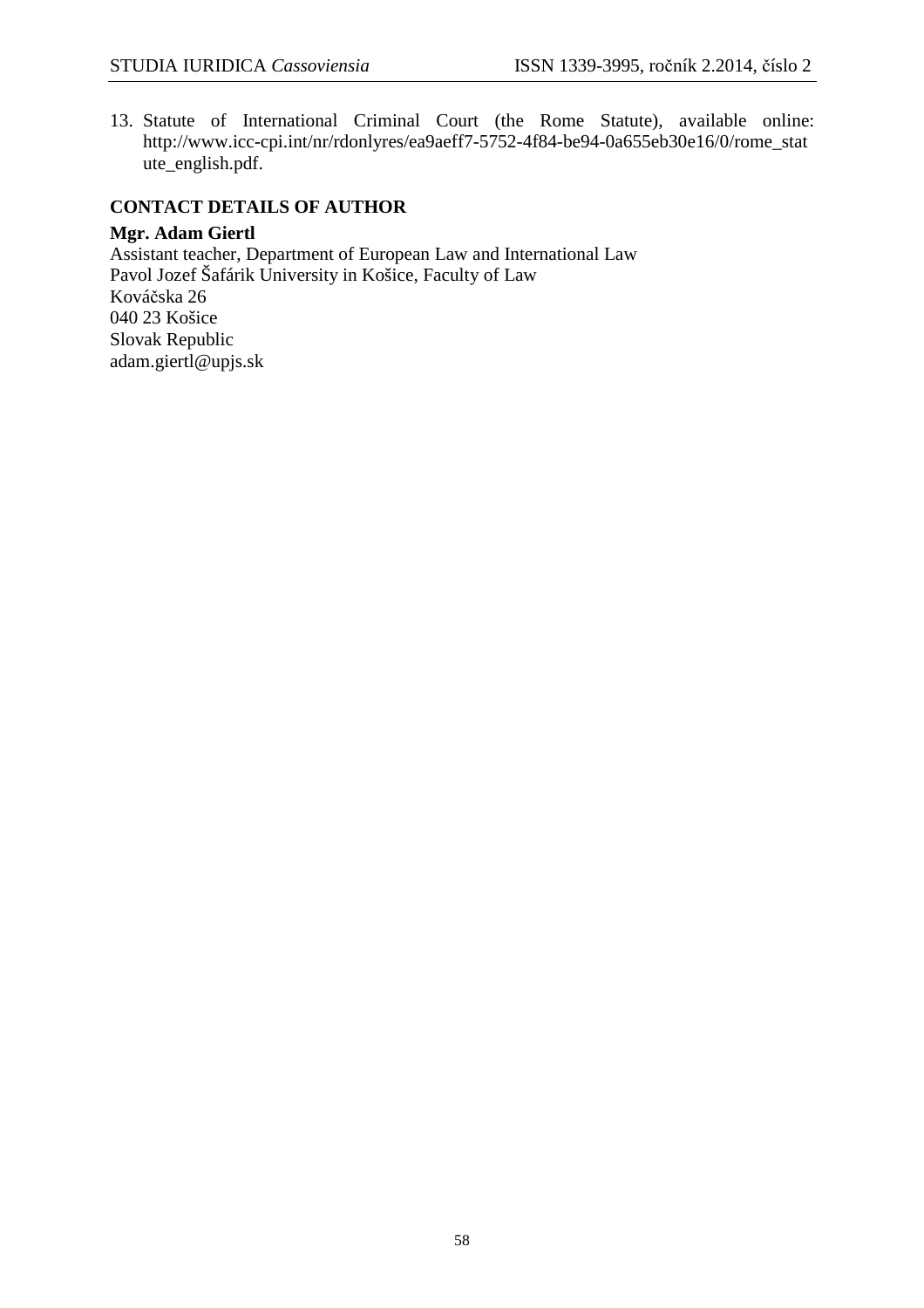13. Statute of International Criminal Court (the Rome Statute), available online: http://www.icc-cpi.int/nr/rdonlyres/ea9aeff7-5752-4f84-be94-0a655eb30e16/0/rome_statute_english.pdf.

## CONTACT DETAILS OF AUTHOR

**Mgr. Adam Giertl**
Assistant teacher, Department of European Law and International Law
Pavol Jozef Šafárik University in Košice, Faculty of Law
Kováčska 26
040 23 Košice
Slovak Republic
adam.giertl@upjs.sk